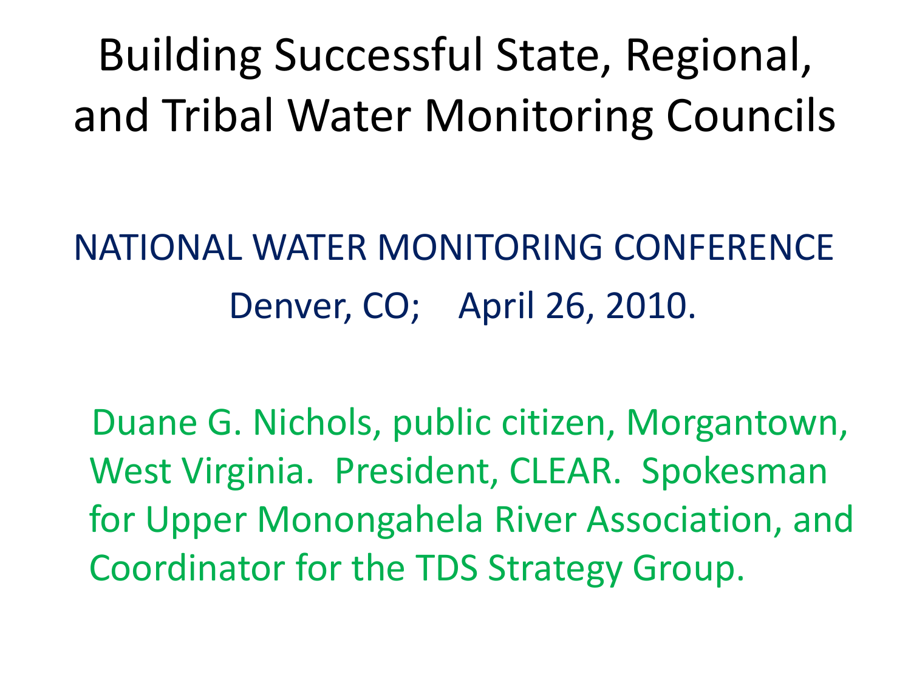# Building Successful State, Regional, and Tribal Water Monitoring Councils

NATIONAL WATER MONITORING CONFERENCE

Denver, CO; April 26, 2010.

Duane G. Nichols, public citizen, Morgantown, West Virginia. President, CLEAR. Spokesman for Upper Monongahela River Association, and Coordinator for the TDS Strategy Group.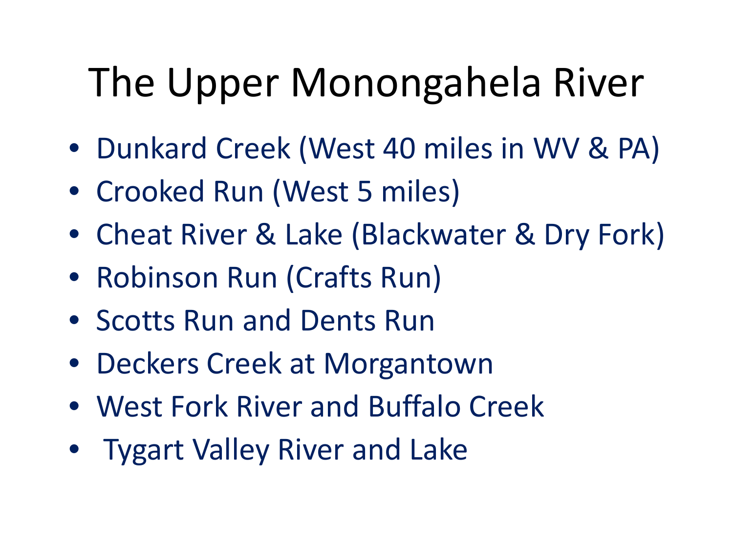# The Upper Monongahela River

- Dunkard Creek (West 40 miles in WV & PA)
- Crooked Run (West 5 miles)
- Cheat River & Lake (Blackwater & Dry Fork)
- Robinson Run (Crafts Run)
- Scotts Run and Dents Run
- Deckers Creek at Morgantown
- West Fork River and Buffalo Creek
- Tygart Valley River and Lake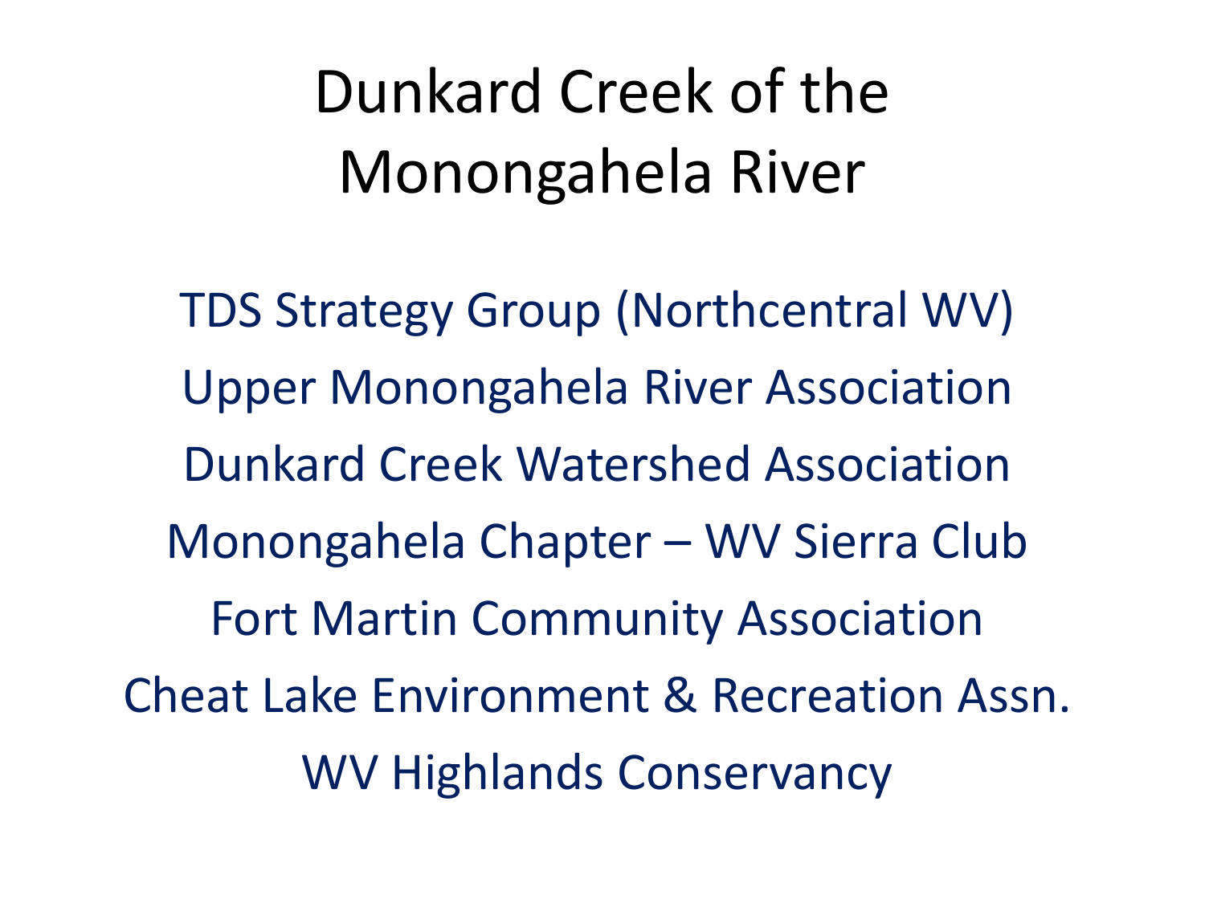# Dunkard Creek of the Monongahela River

TDS Strategy Group (Northcentral WV)

Upper Monongahela River Association

Dunkard Creek Watershed Association

Monongahela Chapter – WV Sierra Club

Fort Martin Community Association

Cheat Lake Environment & Recreation Assn.

WV Highlands Conservancy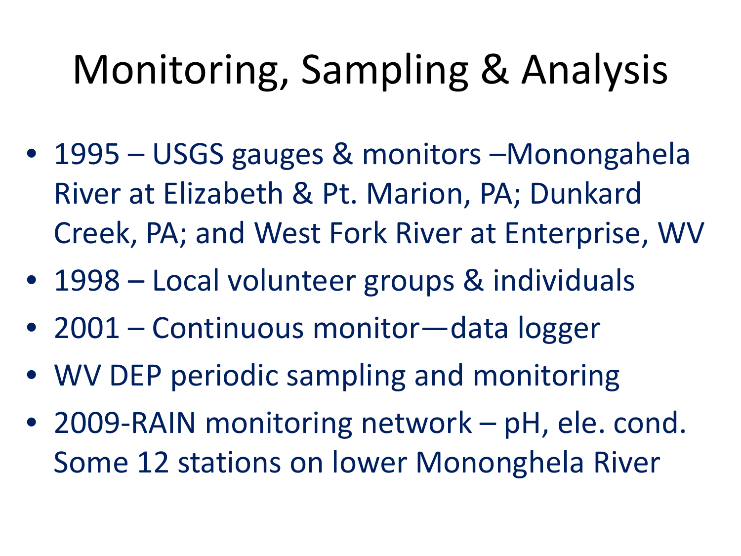# Monitoring, Sampling & Analysis

- 1995 – USGS gauges & monitors –Monongahela River at Elizabeth & Pt. Marion, PA; Dunkard Creek, PA; and West Fork River at Enterprise, WV
- 1998 – Local volunteer groups & individuals
- 2001 – Continuous monitor—data logger
- WV DEP periodic sampling and monitoring
- 2009-RAIN monitoring network – pH, ele. cond. Some 12 stations on lower Mononghela River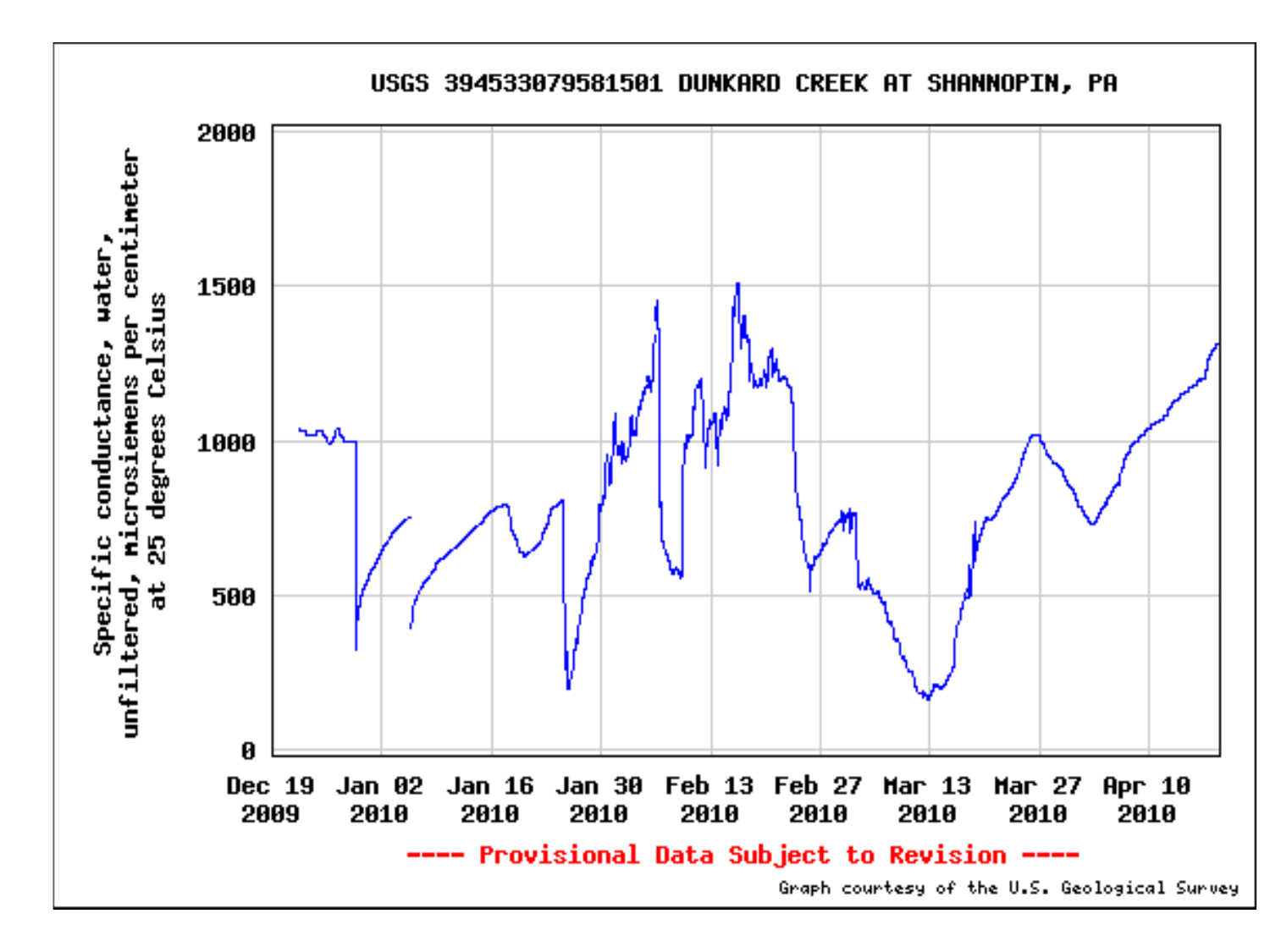USGS 394533079581501 DUNKARD CREEK AT SHANNOPIN, PA

Specific conductance, water, unfiltered, microsiemens per centimeter at 25 degrees Celsius

2000
1500
1000
500
0

Dec 19 2009 | Jan 02 2010 | Jan 16 2010 | Jan 30 2010 | Feb 13 2010 | Feb 27 2010 | Mar 13 2010 | Mar 27 2010 | Apr 10 2010

---- Provisional Data Subject to Revision ----

Graph courtesy of the U.S. Geological Survey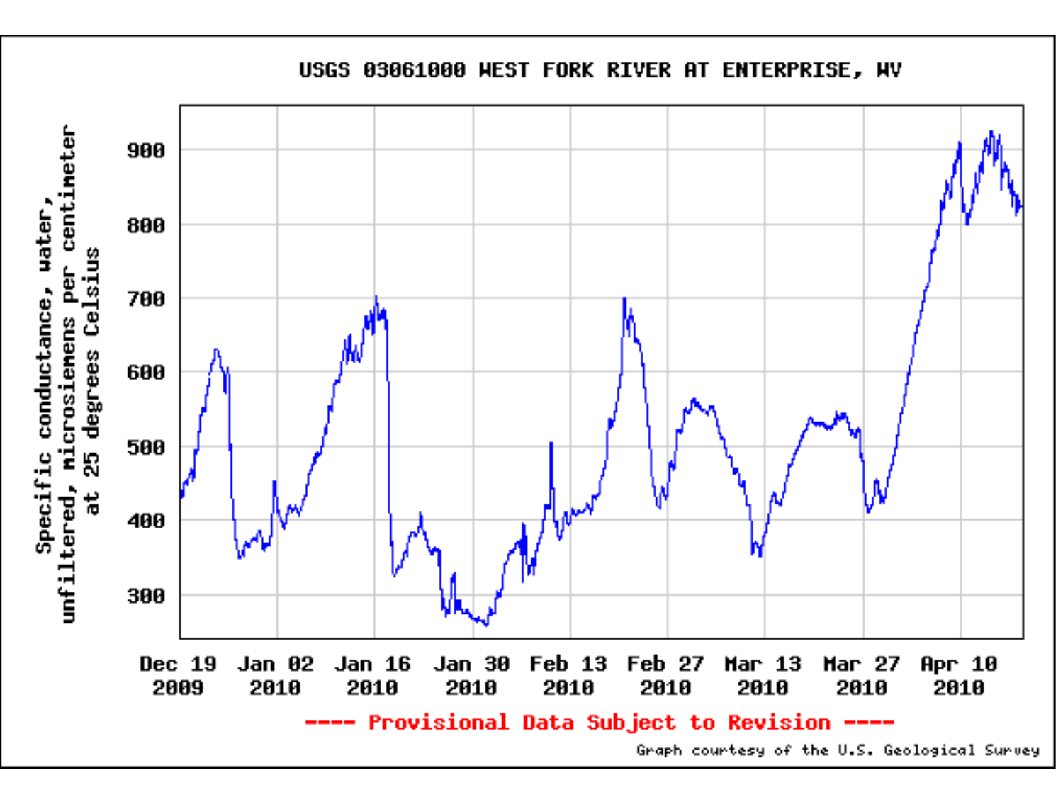# USGS 03061000 WEST FORK RIVER AT ENTERPRISE, WV

Specific conductance, water, unfiltered, microsiemens per centimeter at 25 degrees Celsius

Dec 19 2009 | Jan 02 2010 | Jan 16 2010 | Jan 30 2010 | Feb 13 2010 | Feb 27 2010 | Mar 13 2010 | Mar 27 2010 | Apr 10 2010

---- Provisional Data Subject to Revision ----

Graph courtesy of the U.S. Geological Survey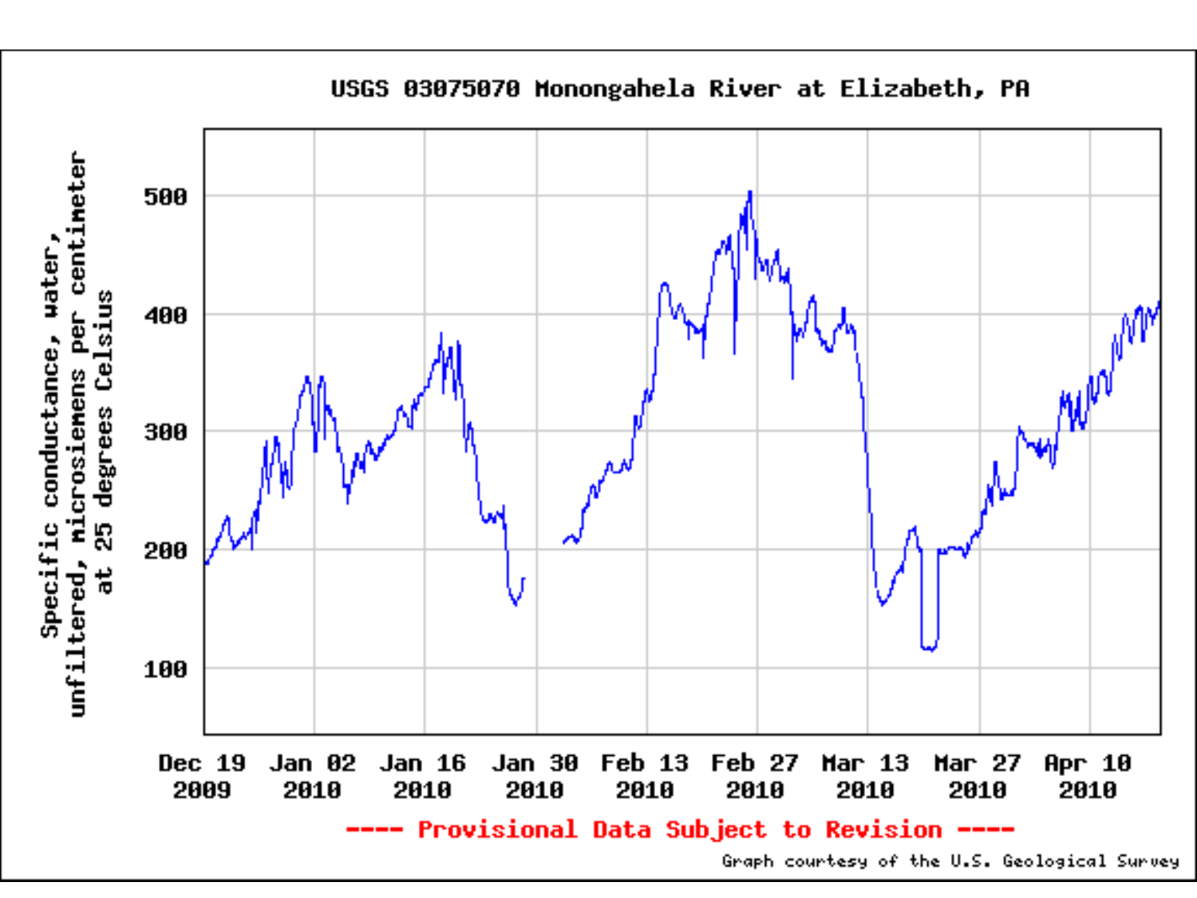USGS 03075070 Monongahela River at Elizabeth, PA

Specific conductance, water, unfiltered, microsiemens per centimeter at 25 degrees Celsius

500
400
300
200
100

Dec 19 2009 | Jan 02 2010 | Jan 16 2010 | Jan 30 2010 | Feb 13 2010 | Feb 27 2010 | Mar 13 2010 | Mar 27 2010 | Apr 10 2010

---- Provisional Data Subject to Revision ----

Graph courtesy of the U.S. Geological Survey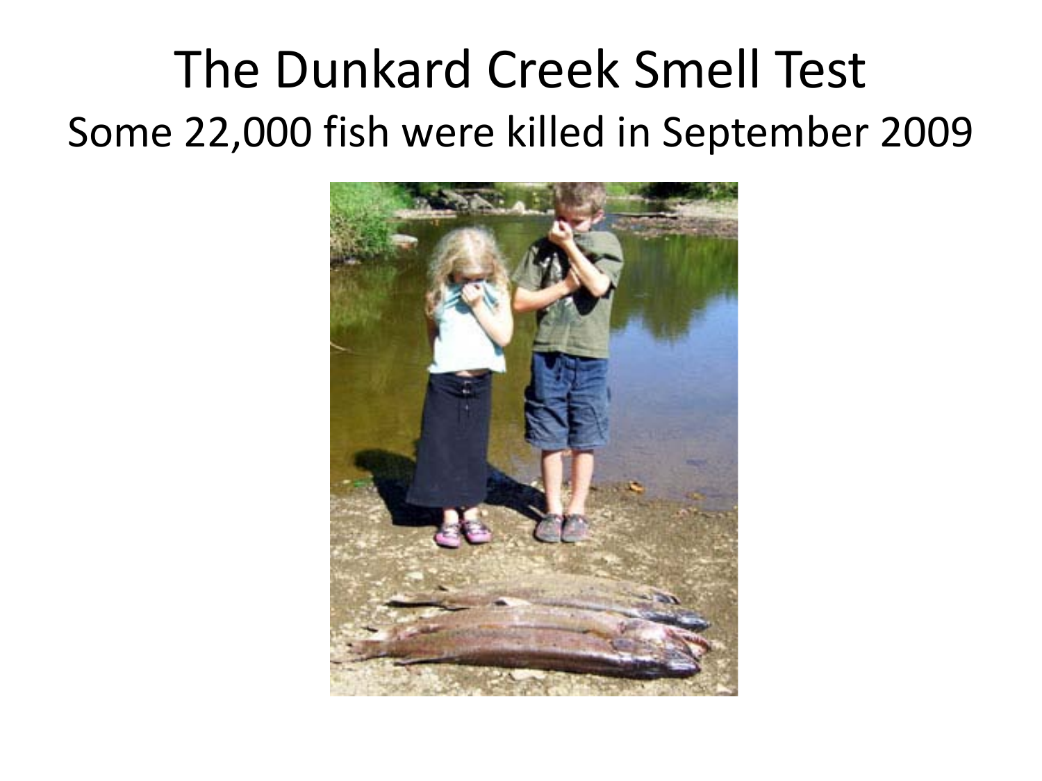# The Dunkard Creek Smell Test

Some 22,000 fish were killed in September 2009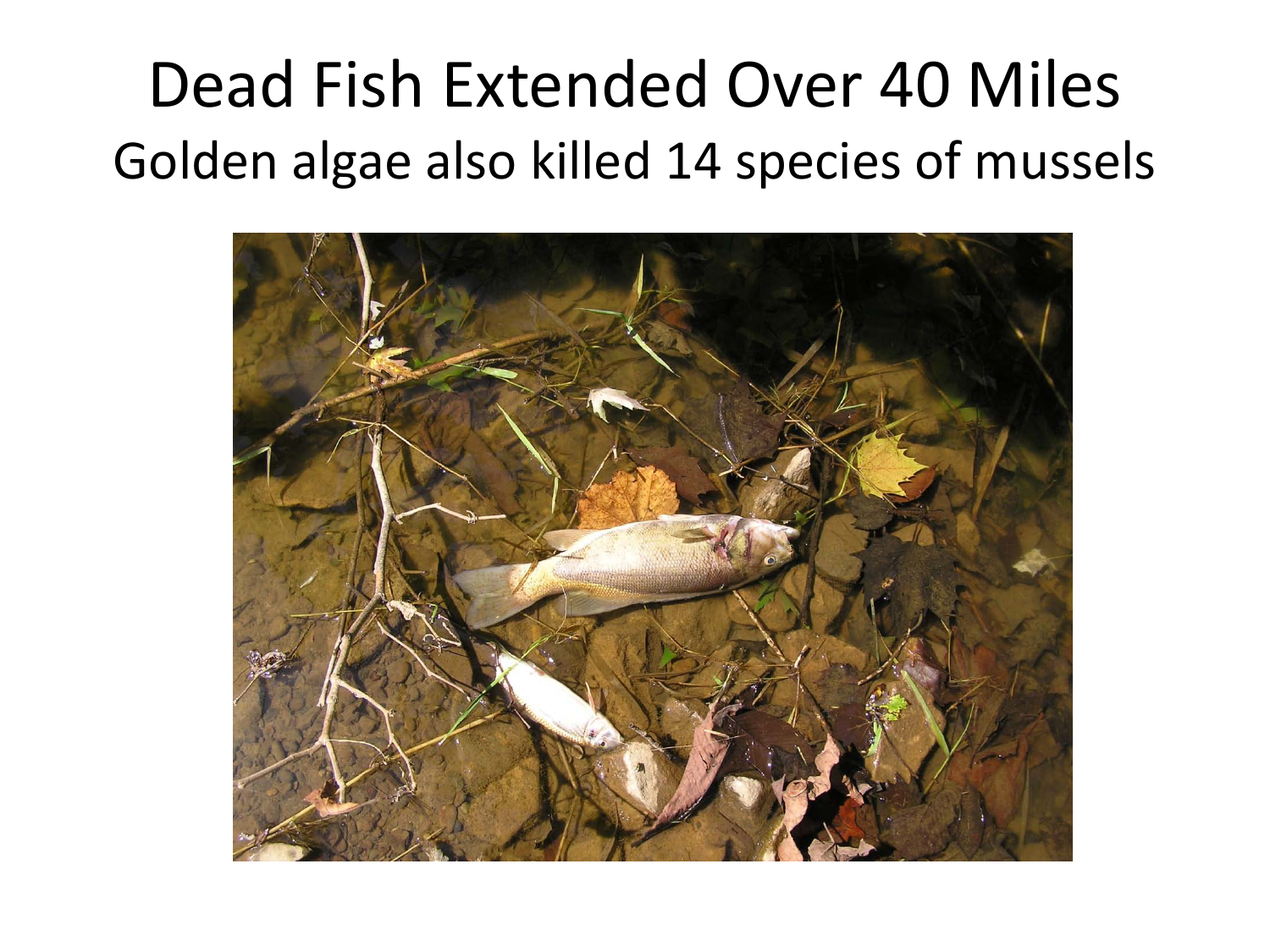# Dead Fish Extended Over 40 Miles

## Golden algae also killed 14 species of mussels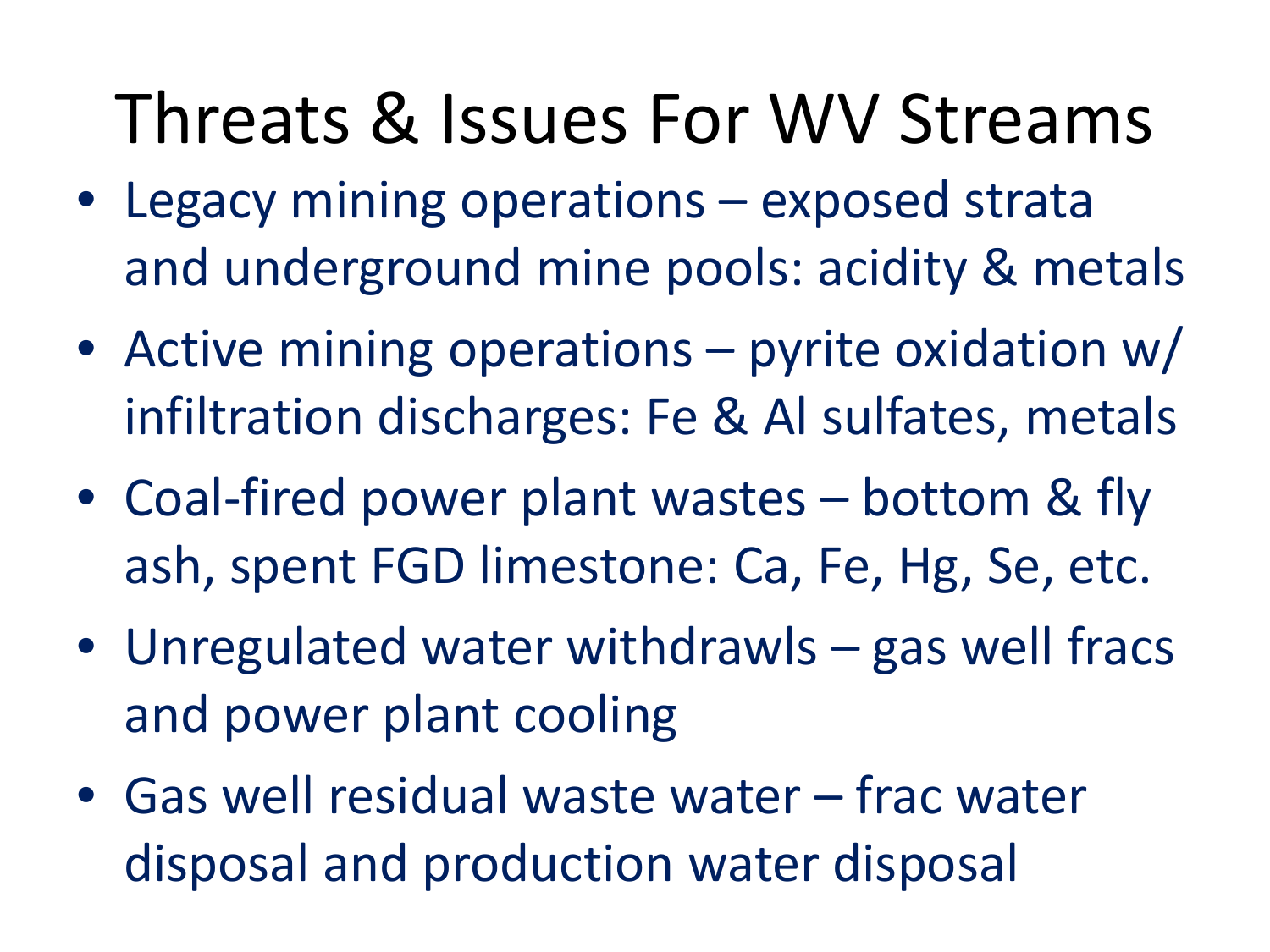# Threats & Issues For WV Streams

- Legacy mining operations – exposed strata and underground mine pools: acidity & metals
- Active mining operations – pyrite oxidation w/ infiltration discharges: Fe & Al sulfates, metals
- Coal-fired power plant wastes – bottom & fly ash, spent FGD limestone: Ca, Fe, Hg, Se, etc.
- Unregulated water withdrawls – gas well fracs and power plant cooling
- Gas well residual waste water – frac water disposal and production water disposal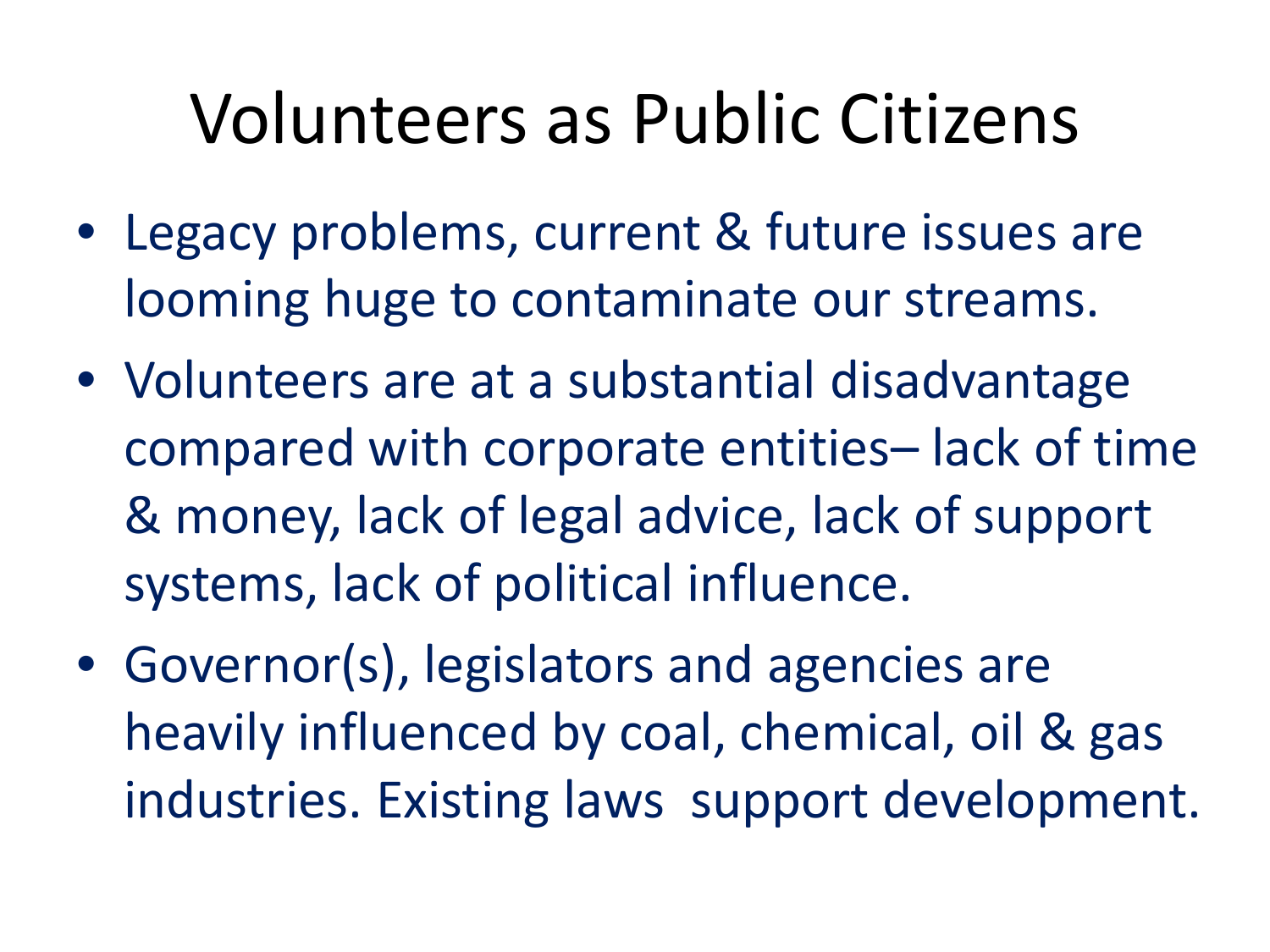# Volunteers as Public Citizens

- Legacy problems, current & future issues are looming huge to contaminate our streams.
- Volunteers are at a substantial disadvantage compared with corporate entities– lack of time & money, lack of legal advice, lack of support systems, lack of political influence.
- Governor(s), legislators and agencies are heavily influenced by coal, chemical, oil & gas industries. Existing laws  support development.